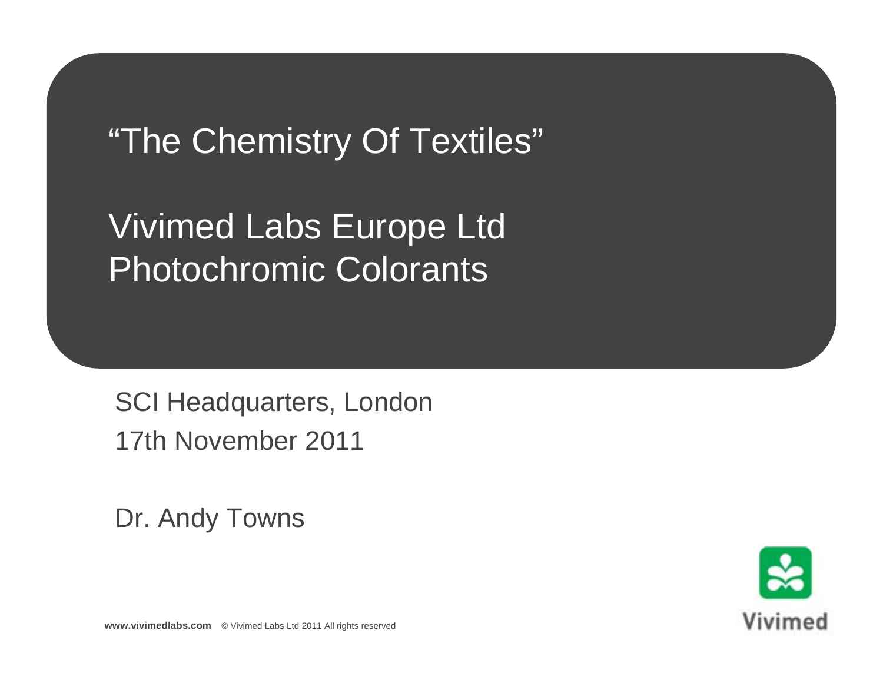# "The Chemistry Of Textiles"

## Vivimed Labs Europe Ltd
## Photochromic Colorants

SCI Headquarters, London
17th November 2011

Dr. Andy Towns

**www.vivimedlabs.com** © Vivimed Labs Ltd 2011 All rights reserved

Vivimed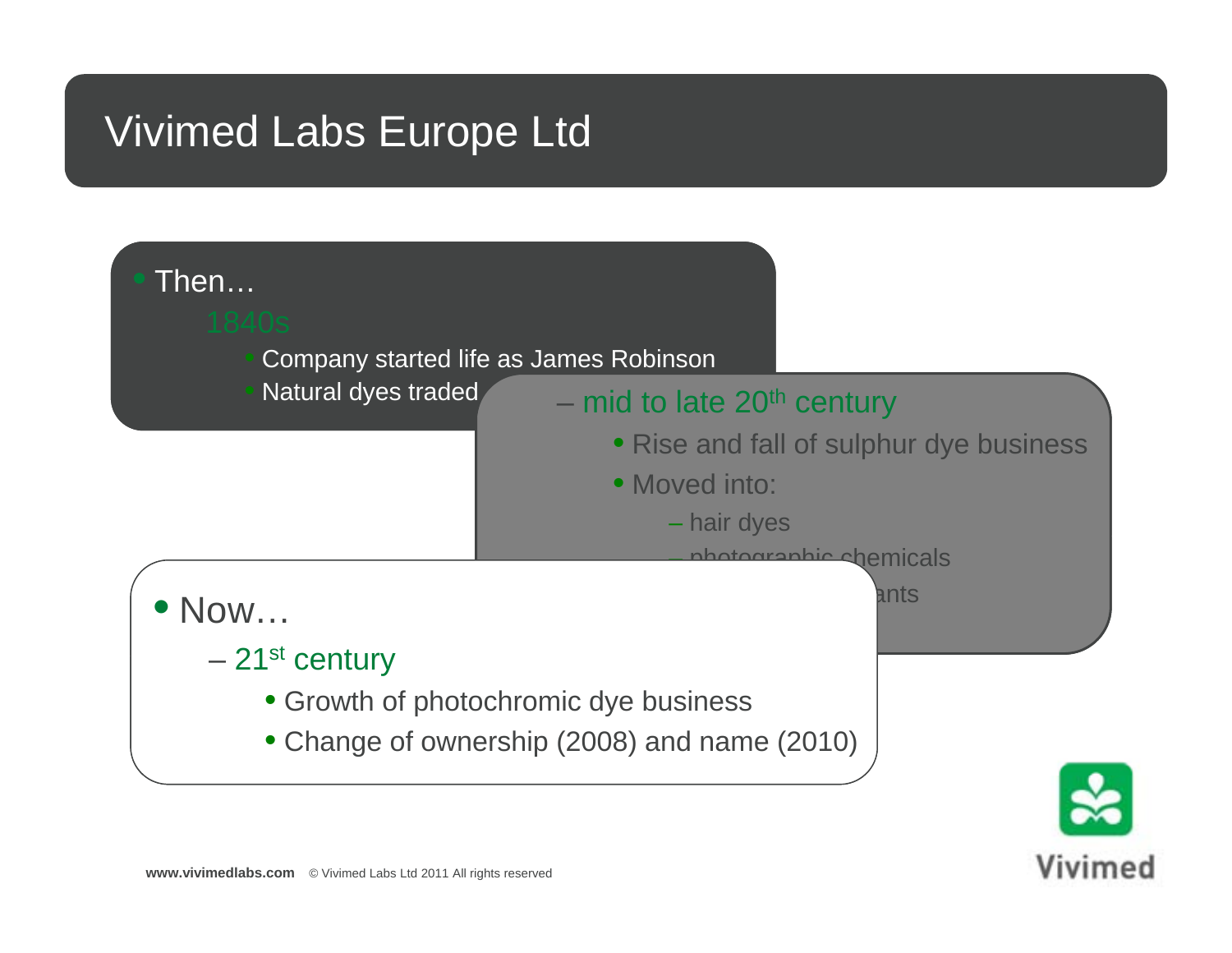# Vivimed Labs Europe Ltd

- Then…
  - 1840s
    - Company started life as James Robinson
    - Natural dyes traded
  - mid to late 20th century
    - Rise and fall of sulphur dye business
    - Moved into:
      - hair dyes
      - photographic chemicals
      - …ants

- Now…
  - 21st century
    - Growth of photochromic dye business
    - Change of ownership (2008) and name (2010)

**www.vivimedlabs.com** © Vivimed Labs Ltd 2011 All rights reserved

Vivimed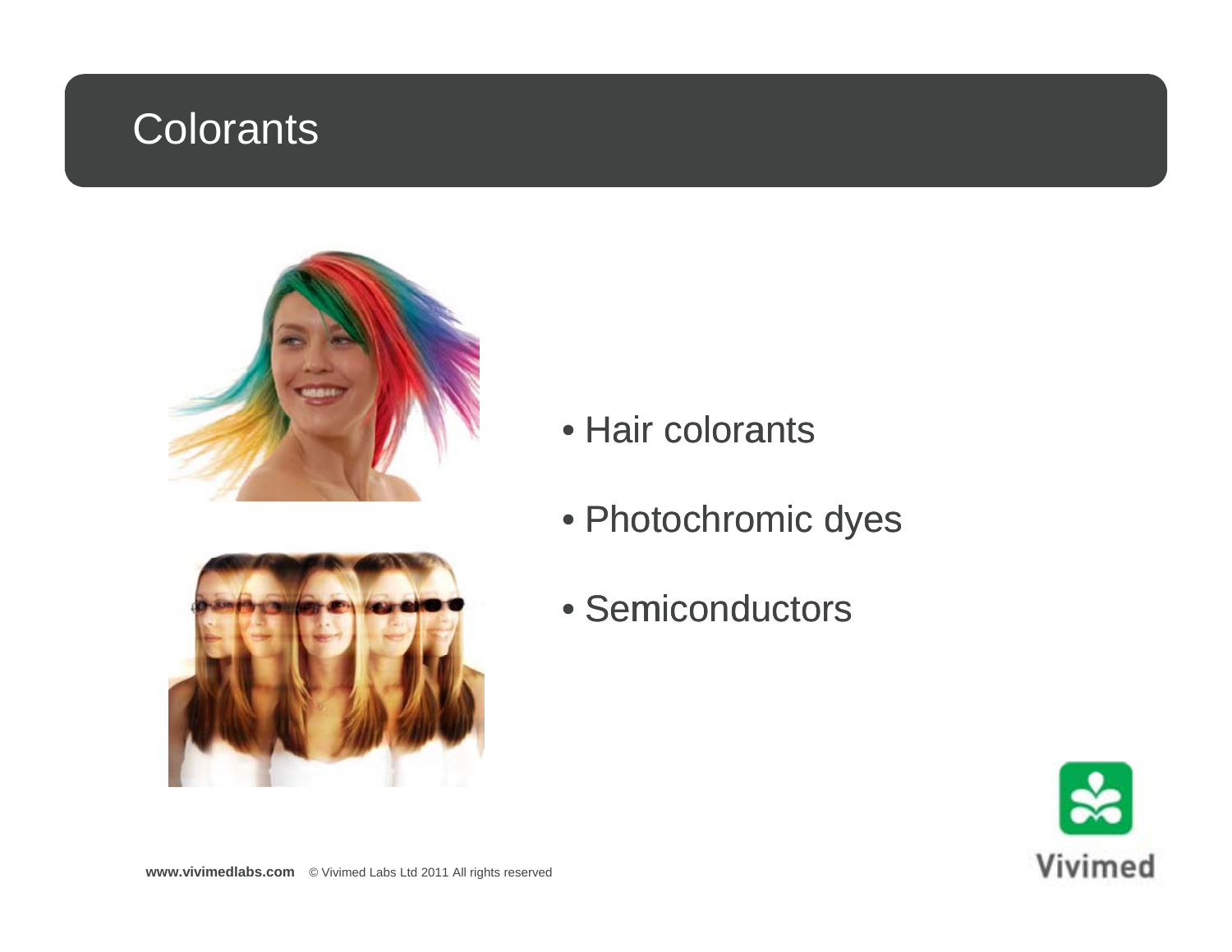# Colorants

- Hair colorants
- Photochromic dyes
- Semiconductors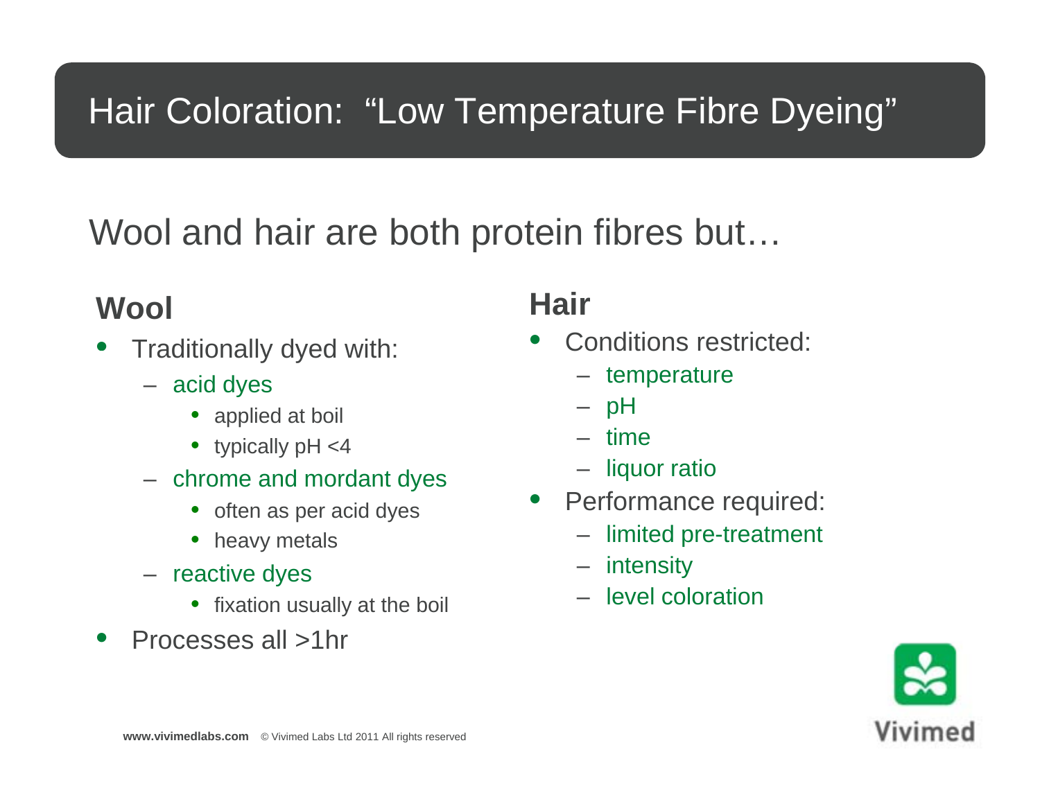# Hair Coloration: "Low Temperature Fibre Dyeing"

## Wool and hair are both protein fibres but…

### Wool

- Traditionally dyed with:
  - acid dyes
    - applied at boil
    - typically pH <4
  - chrome and mordant dyes
    - often as per acid dyes
    - heavy metals
  - reactive dyes
    - fixation usually at the boil
- Processes all >1hr

### Hair

- Conditions restricted:
  - temperature
  - pH
  - time
  - liquor ratio
- Performance required:
  - limited pre-treatment
  - intensity
  - level coloration

**www.vivimedlabs.com** © Vivimed Labs Ltd 2011 All rights reserved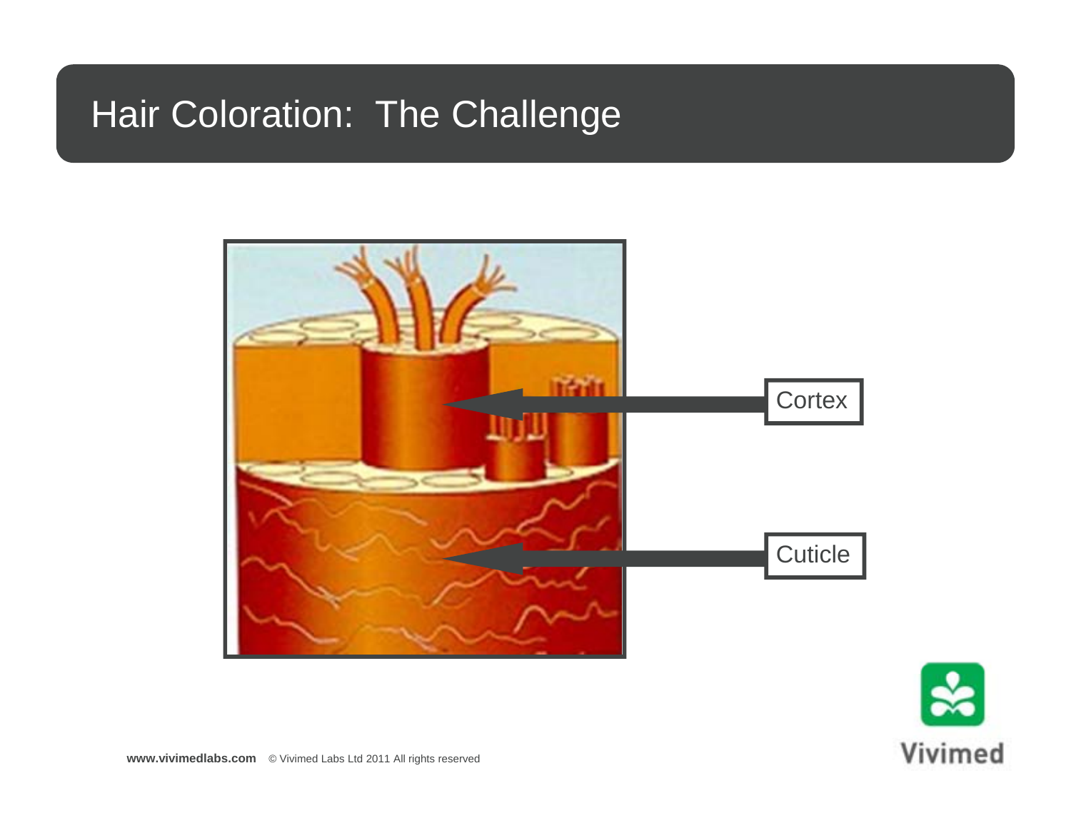# Hair Coloration: The Challenge

Cortex

Cuticle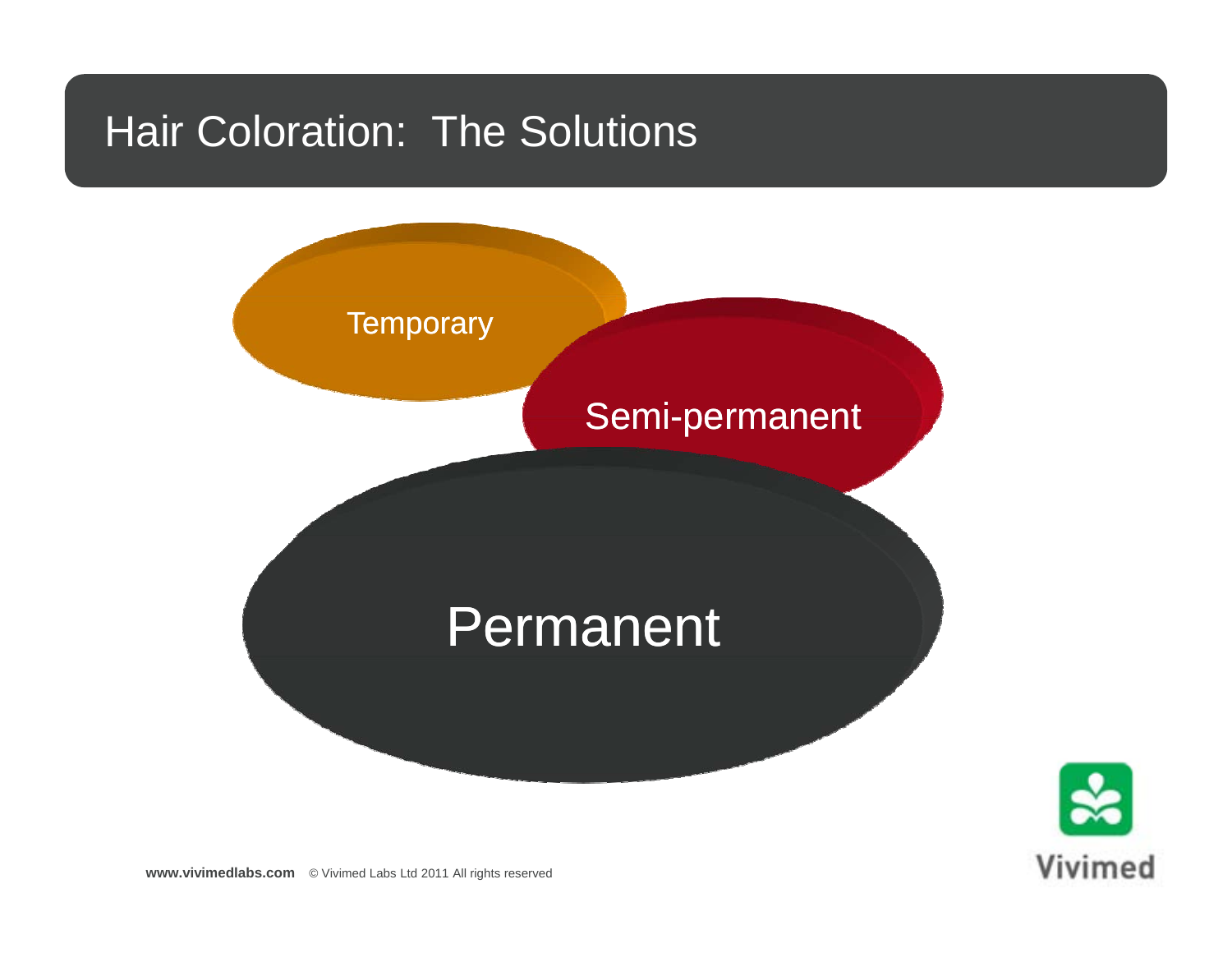# Hair Coloration: The Solutions

Temporary

Semi-permanent

Permanent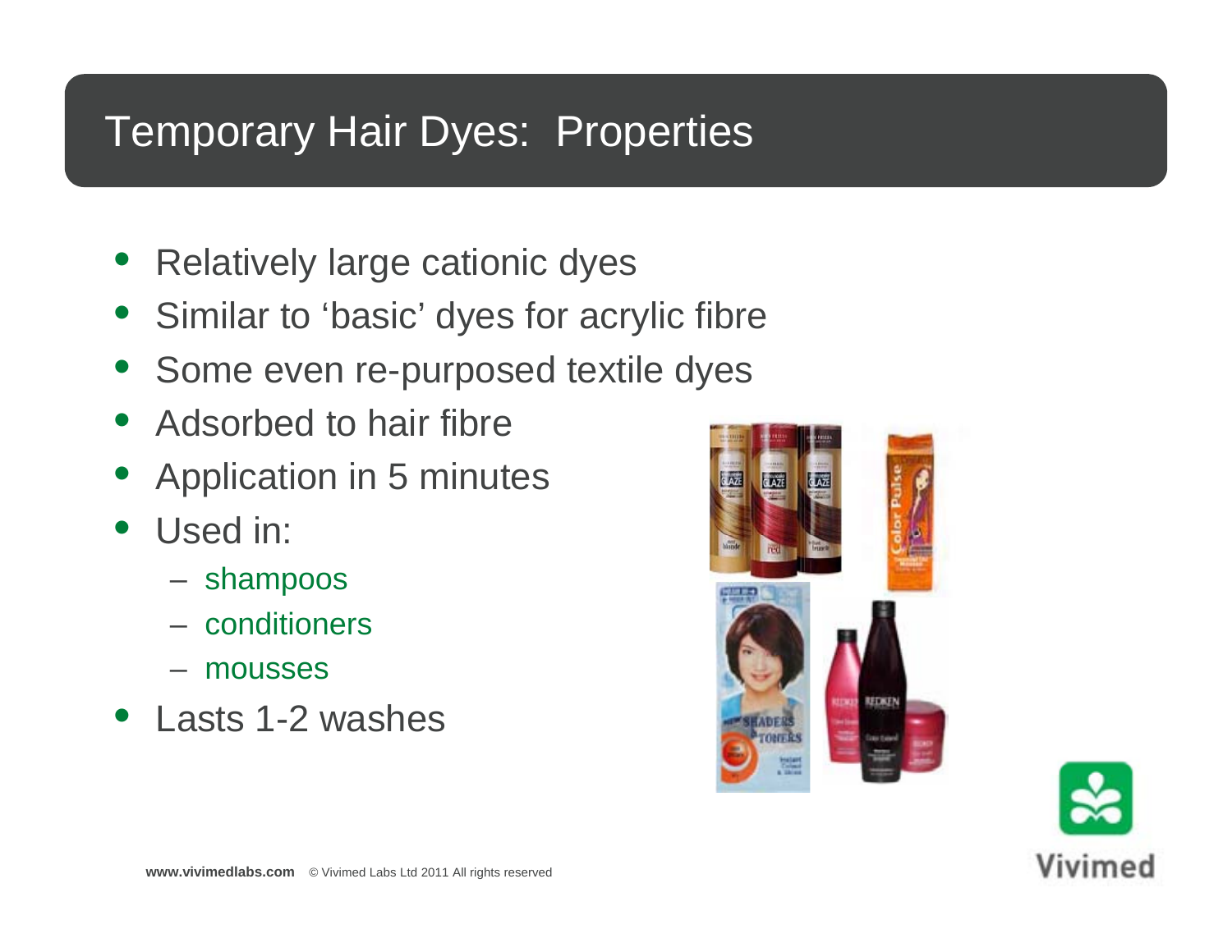# Temporary Hair Dyes: Properties

- Relatively large cationic dyes
- Similar to 'basic' dyes for acrylic fibre
- Some even re-purposed textile dyes
- Adsorbed to hair fibre
- Application in 5 minutes
- Used in:
  - shampoos
  - conditioners
  - mousses
- Lasts 1-2 washes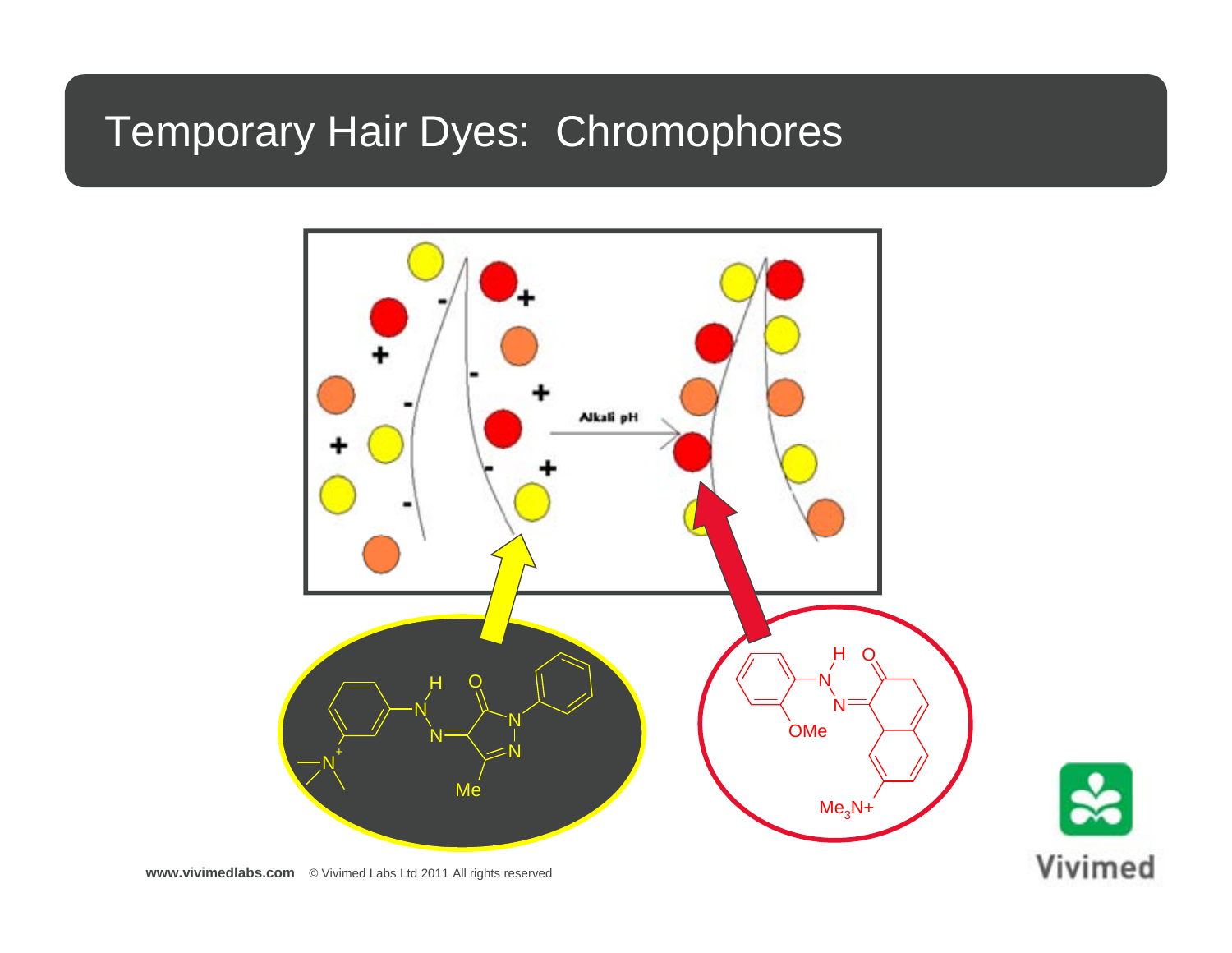# Temporary Hair Dyes: Chromophores

Alkali pH

H O N N N N Me $N^+$

H O N N OMe $Me_3N+$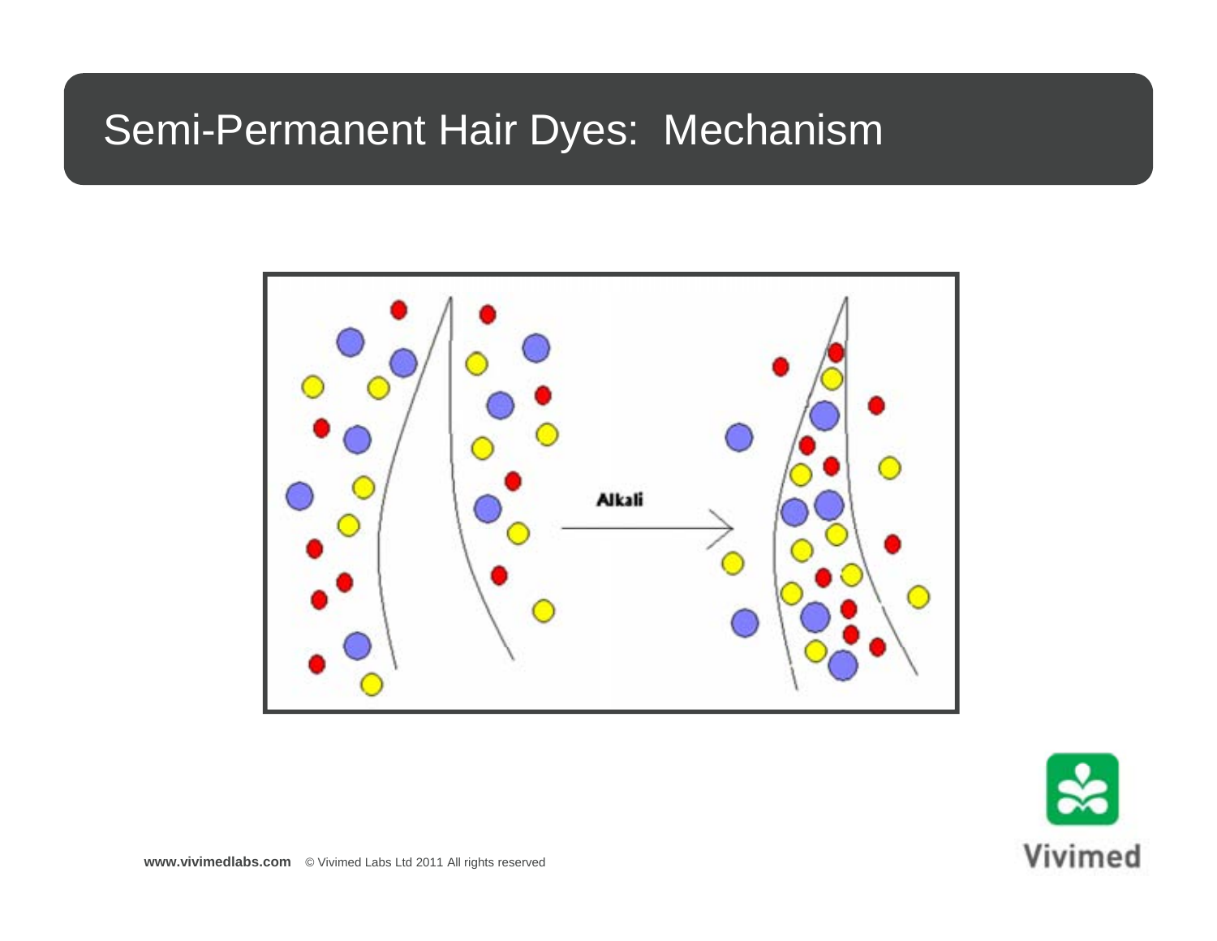# Semi-Permanent Hair Dyes: Mechanism

Alkali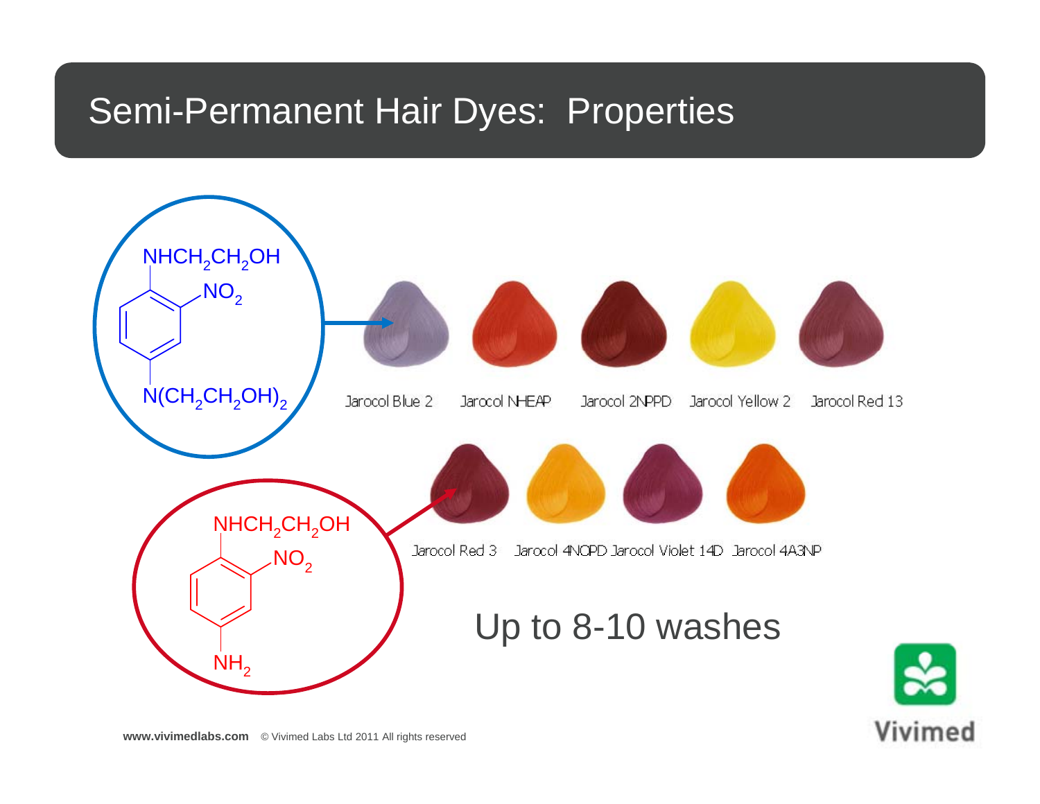# Semi-Permanent Hair Dyes: Properties

$NHCH_2CH_2OH$

$NO_2$

$N(CH_2CH_2OH)_2$

Jarocol Blue 2 | Jarocol NHEAP | Jarocol 2NPPD | Jarocol Yellow 2 | Jarocol Red 13

$NHCH_2CH_2OH$

$NO_2$

$NH_2$

Jarocol Red 3 | Jarocol 4NOPD | Jarocol Violet 14D | Jarocol 4A3NP

Up to 8-10 washes

**www.vivimedlabs.com** © Vivimed Labs Ltd 2011 All rights reserved

Vivimed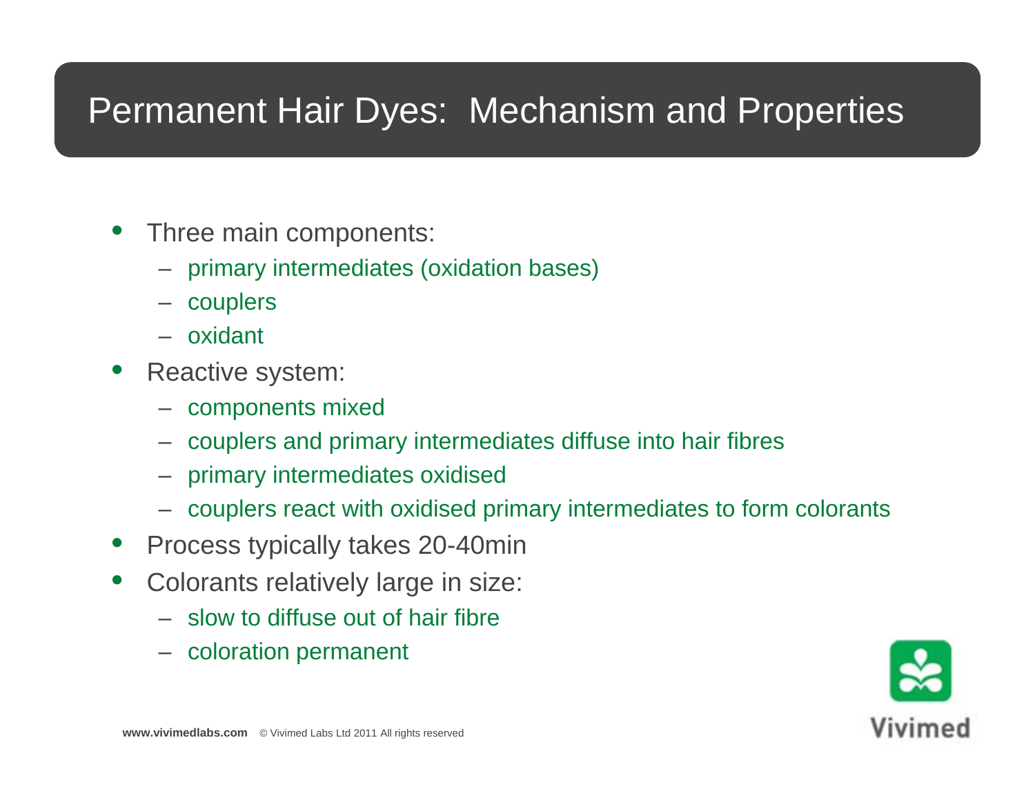# Permanent Hair Dyes: Mechanism and Properties

- Three main components:
  - primary intermediates (oxidation bases)
  - couplers
  - oxidant
- Reactive system:
  - components mixed
  - couplers and primary intermediates diffuse into hair fibres
  - primary intermediates oxidised
  - couplers react with oxidised primary intermediates to form colorants
- Process typically takes 20-40min
- Colorants relatively large in size:
  - slow to diffuse out of hair fibre
  - coloration permanent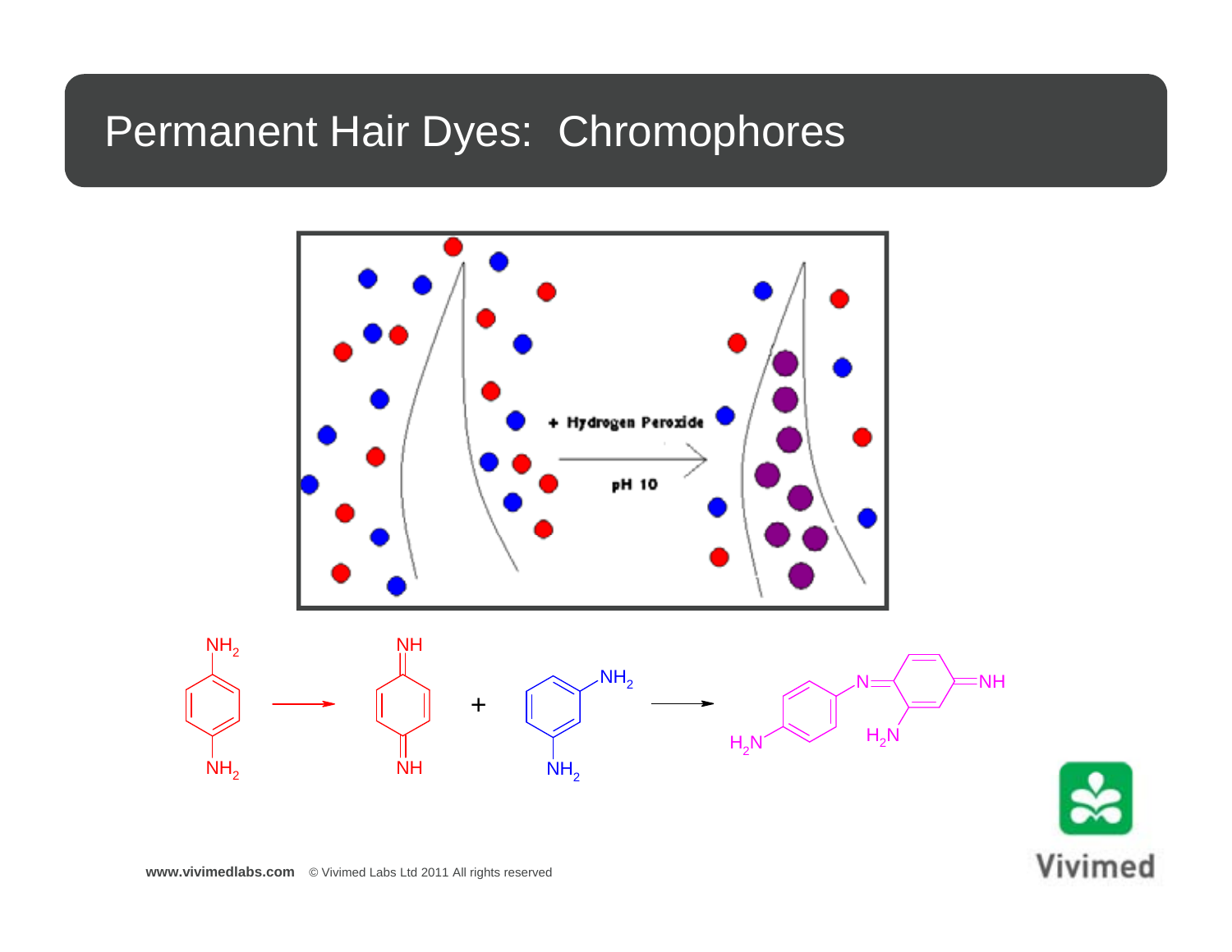# Permanent Hair Dyes: Chromophores

+ Hydrogen Peroxide

pH 10

$NH_2$ / $NH_2$ → NH / NH + $NH_2$ / $NH_2$ → $H_2N$, N, NH, $H_2N$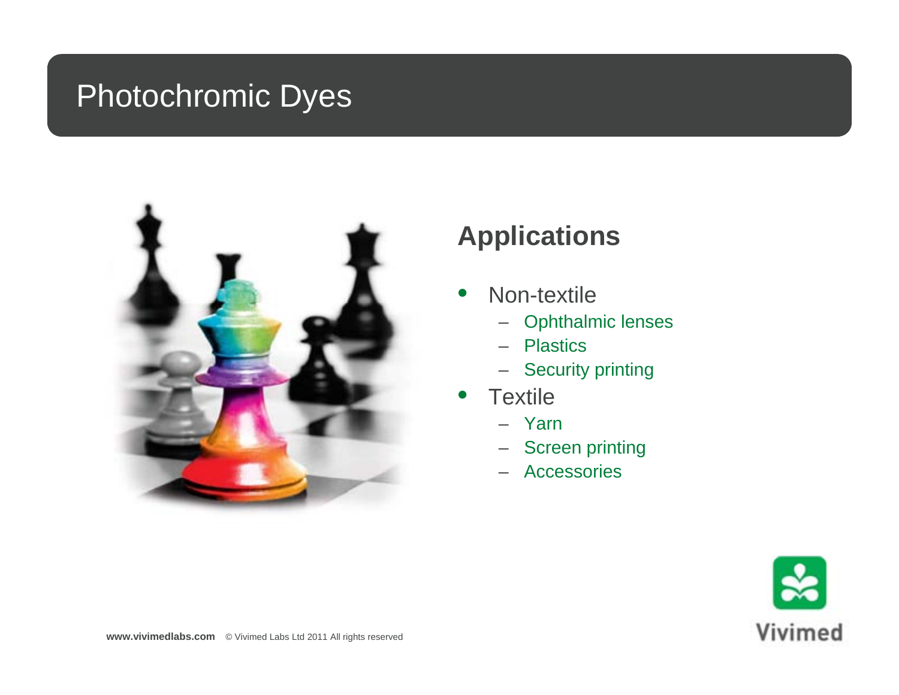# Photochromic Dyes

## Applications

- Non-textile
  - Ophthalmic lenses
  - Plastics
  - Security printing
- Textile
  - Yarn
  - Screen printing
  - Accessories

www.vivimedlabs.com © Vivimed Labs Ltd 2011 All rights reserved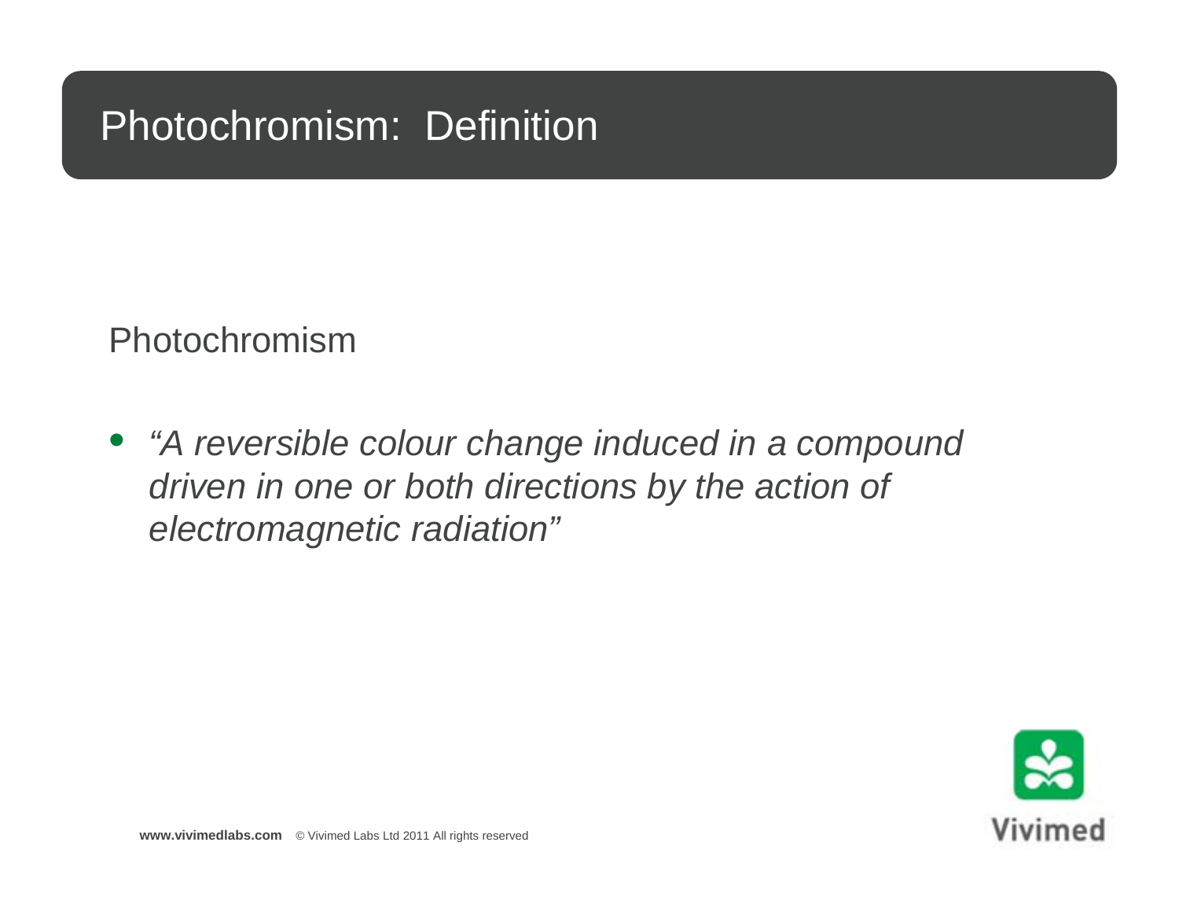# Photochromism: Definition

Photochromism

- *"A reversible colour change induced in a compound driven in one or both directions by the action of electromagnetic radiation"*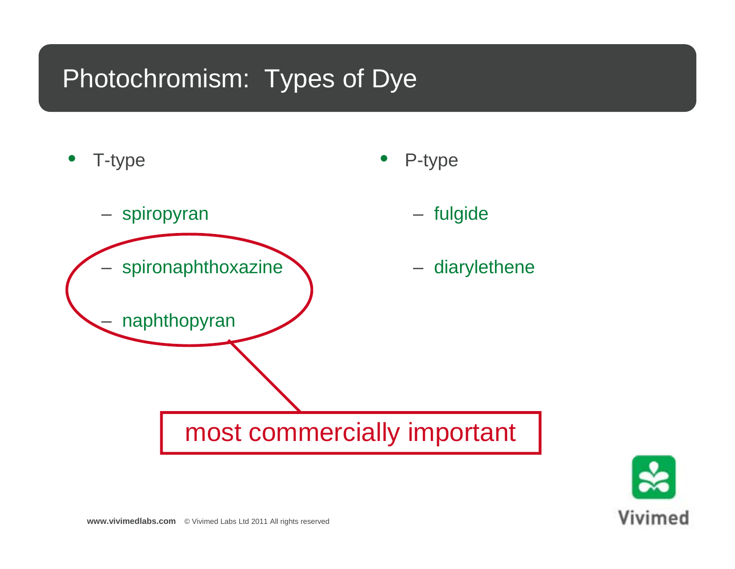# Photochromism: Types of Dye

- T-type
  - spiropyran
  - spironaphthoxazine
  - naphthopyran
- P-type
  - fulgide
  - diarylethene

most commercially important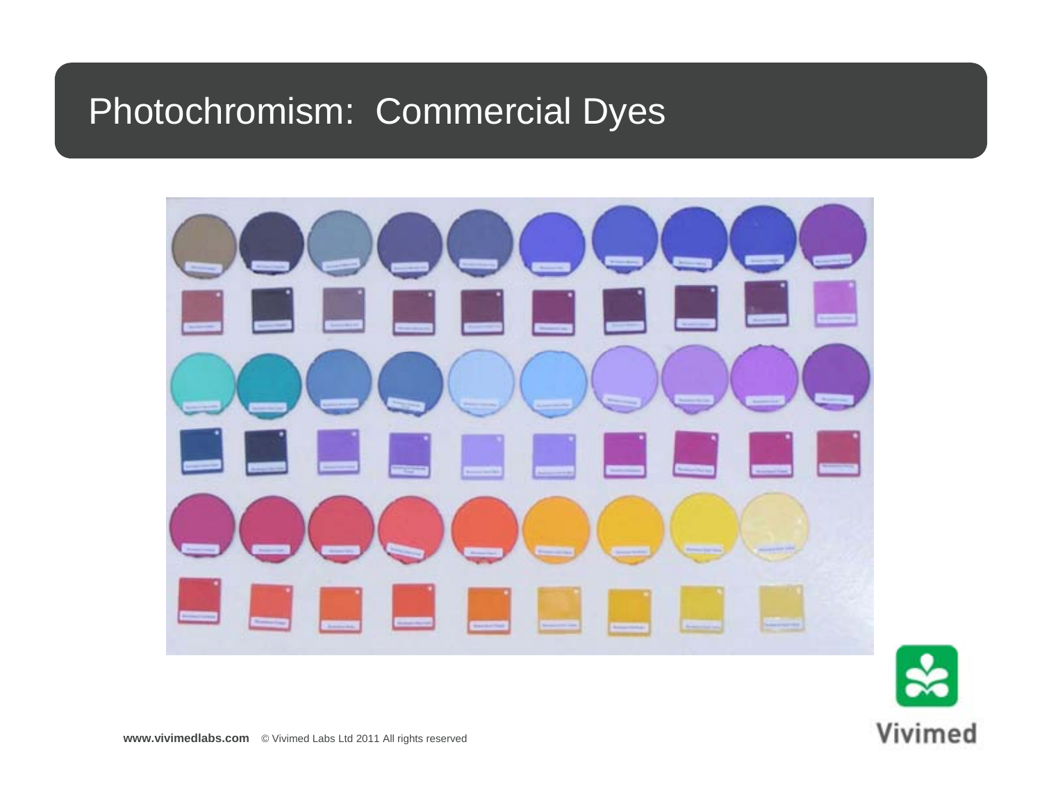# Photochromism: Commercial Dyes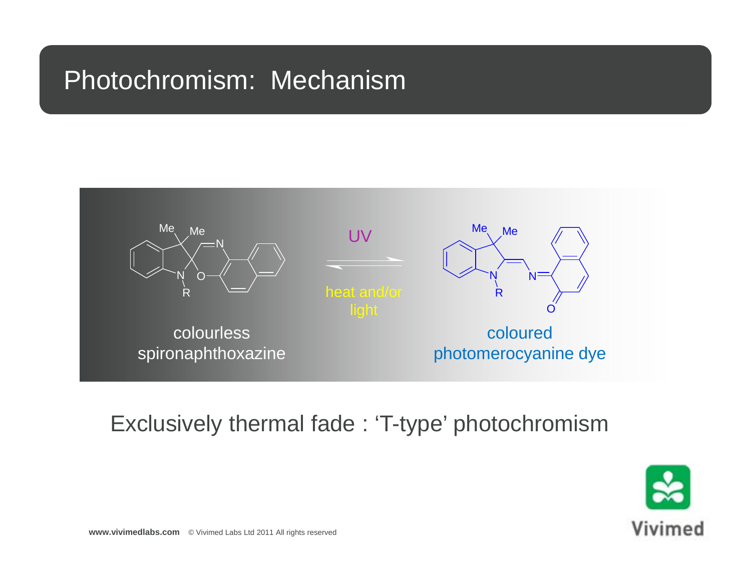# Photochromism: Mechanism

colourless spironaphthoxazine

UV

heat and/or light

coloured photomerocyanine dye

Exclusively thermal fade : 'T-type' photochromism

**www.vivimedlabs.com** © Vivimed Labs Ltd 2011 All rights reserved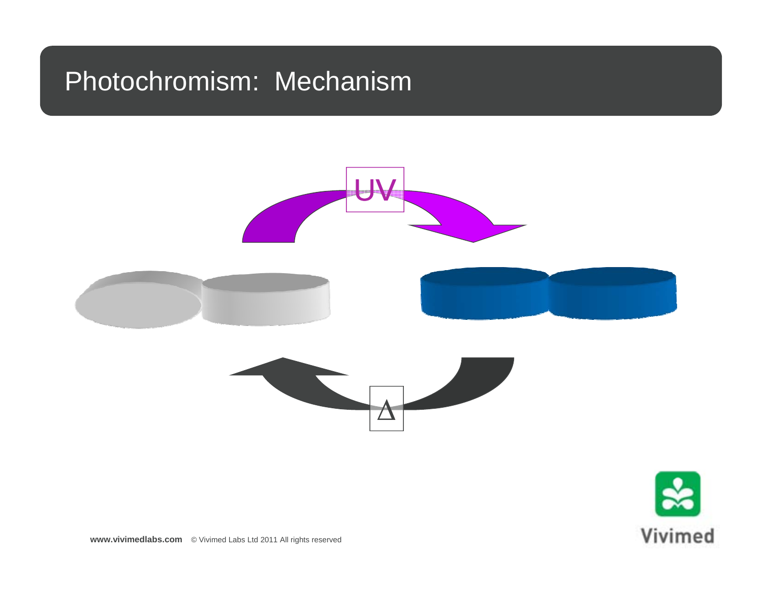# Photochromism: Mechanism

UV

Δ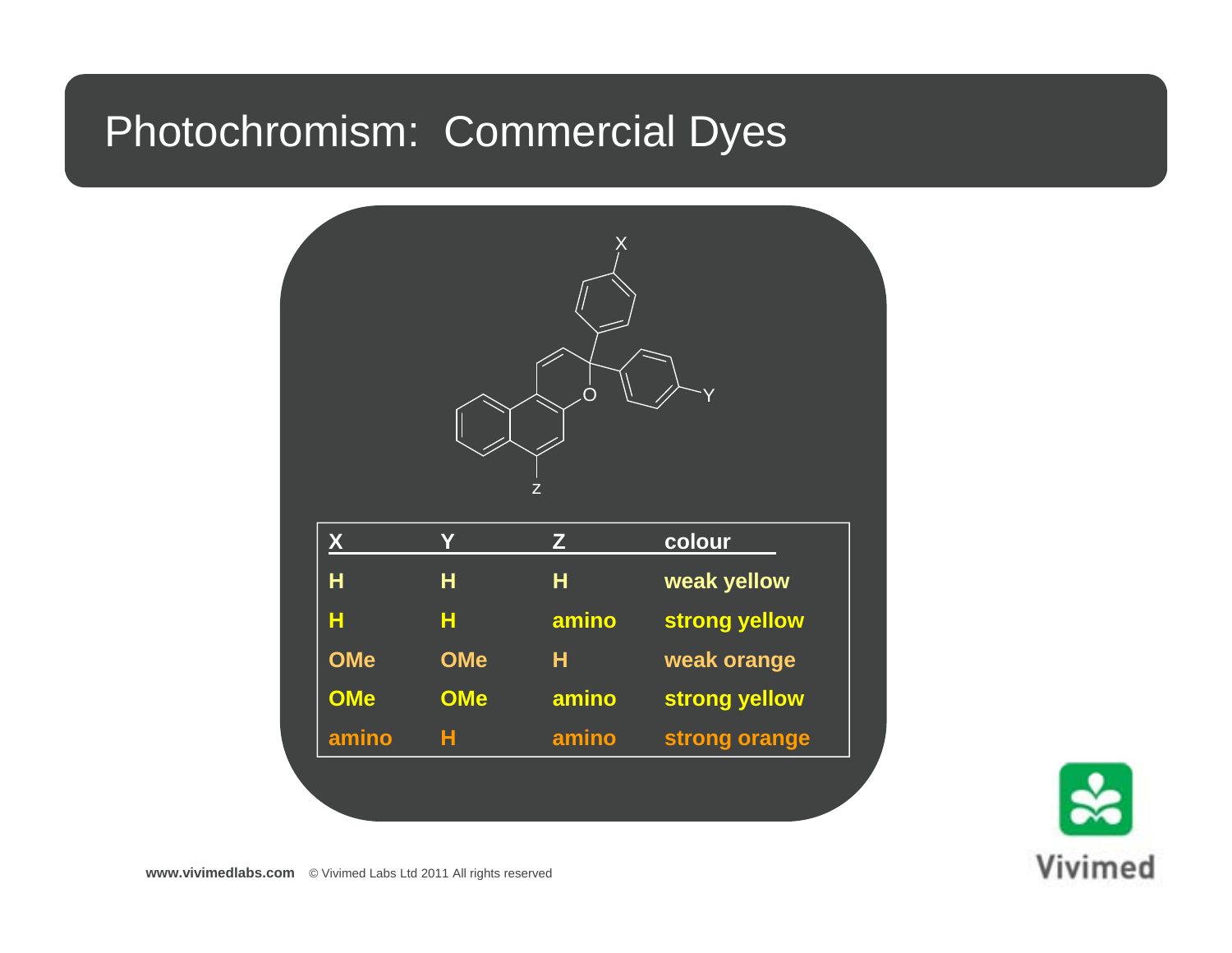# Photochromism: Commercial Dyes

| X | Y | Z | colour |
|---|---|---|---|
| H | H | H | weak yellow |
| H | H | amino | strong yellow |
| OMe | OMe | H | weak orange |
| OMe | OMe | amino | strong yellow |
| amino | H | amino | strong orange |

**www.vivimedlabs.com** © Vivimed Labs Ltd 2011 All rights reserved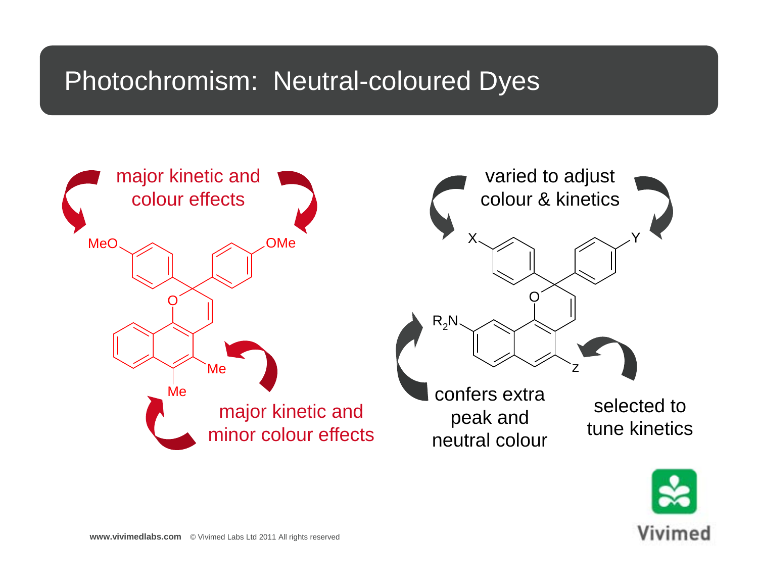# Photochromism: Neutral-coloured Dyes

major kinetic and colour effects

MeO OMe

O

Me

Me

major kinetic and minor colour effects

varied to adjust colour & kinetics

X Y

O

$R_2N$

Z

confers extra peak and neutral colour

selected to tune kinetics

**www.vivimedlabs.com** © Vivimed Labs Ltd 2011 All rights reserved

Vivimed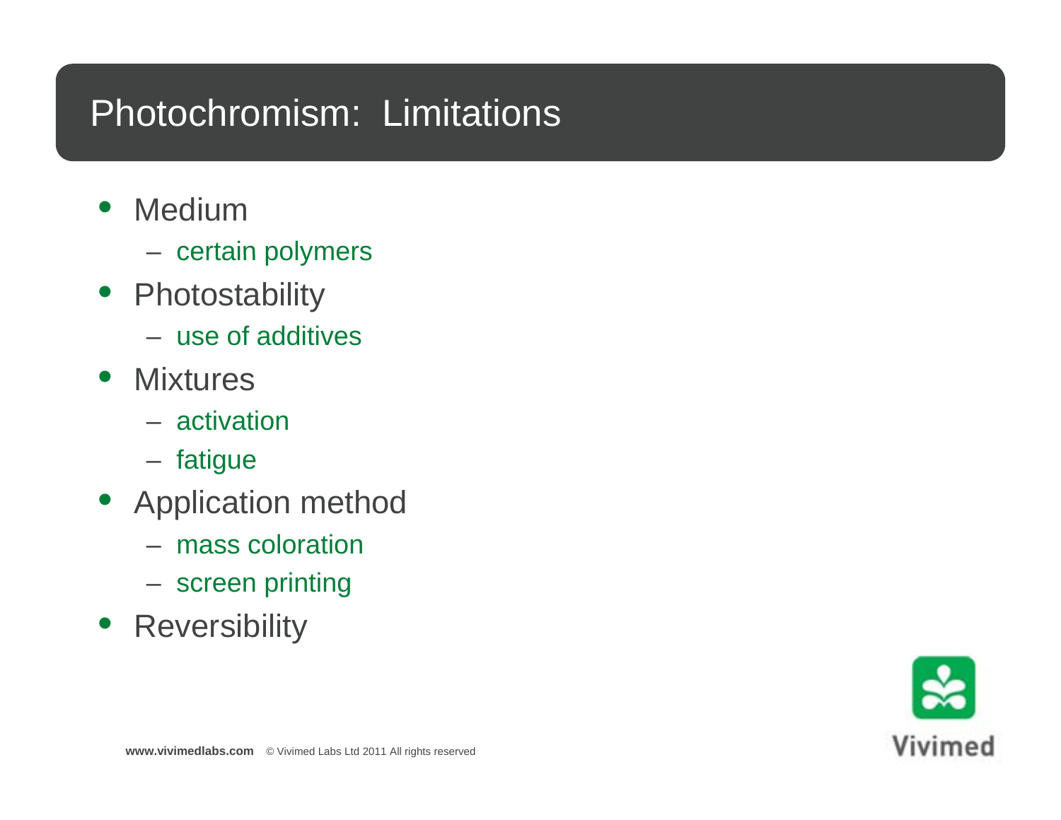# Photochromism: Limitations

- Medium
  - certain polymers
- Photostability
  - use of additives
- Mixtures
  - activation
  - fatigue
- Application method
  - mass coloration
  - screen printing
- Reversibility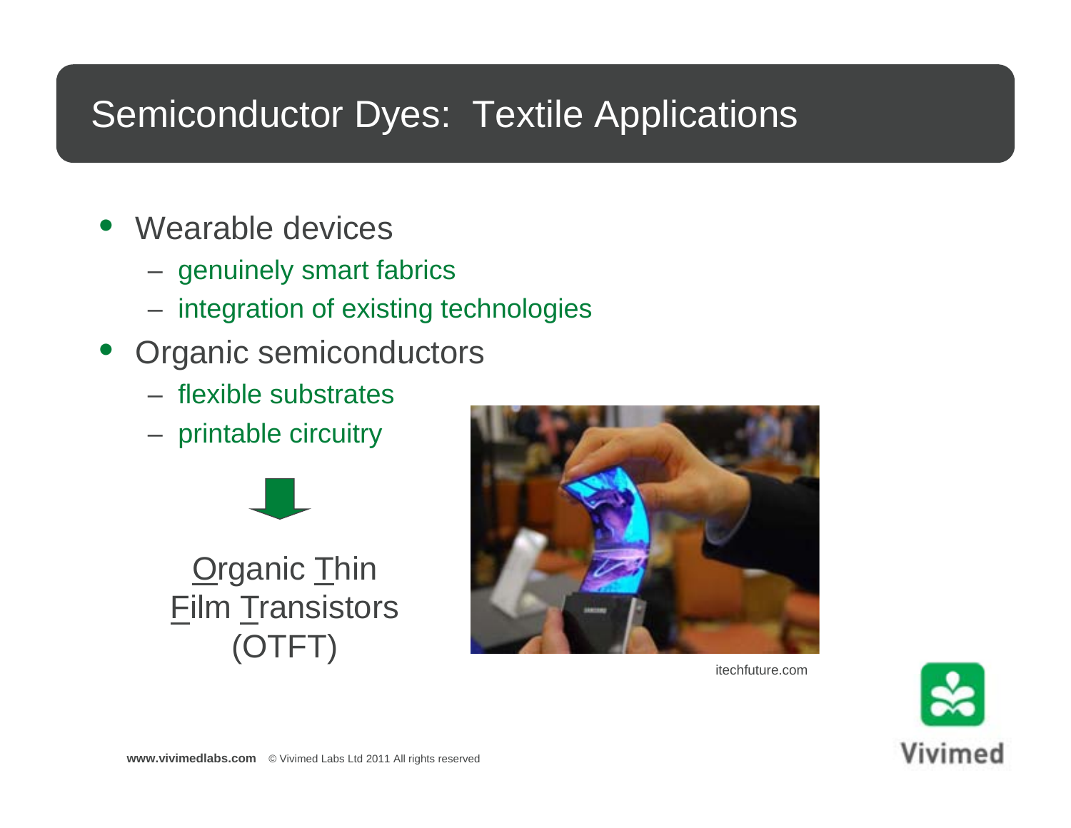# Semiconductor Dyes: Textile Applications

- Wearable devices
  - genuinely smart fabrics
  - integration of existing technologies
- Organic semiconductors
  - flexible substrates
  - printable circuitry

Organic Thin Film Transistors (OTFT)

itechfuture.com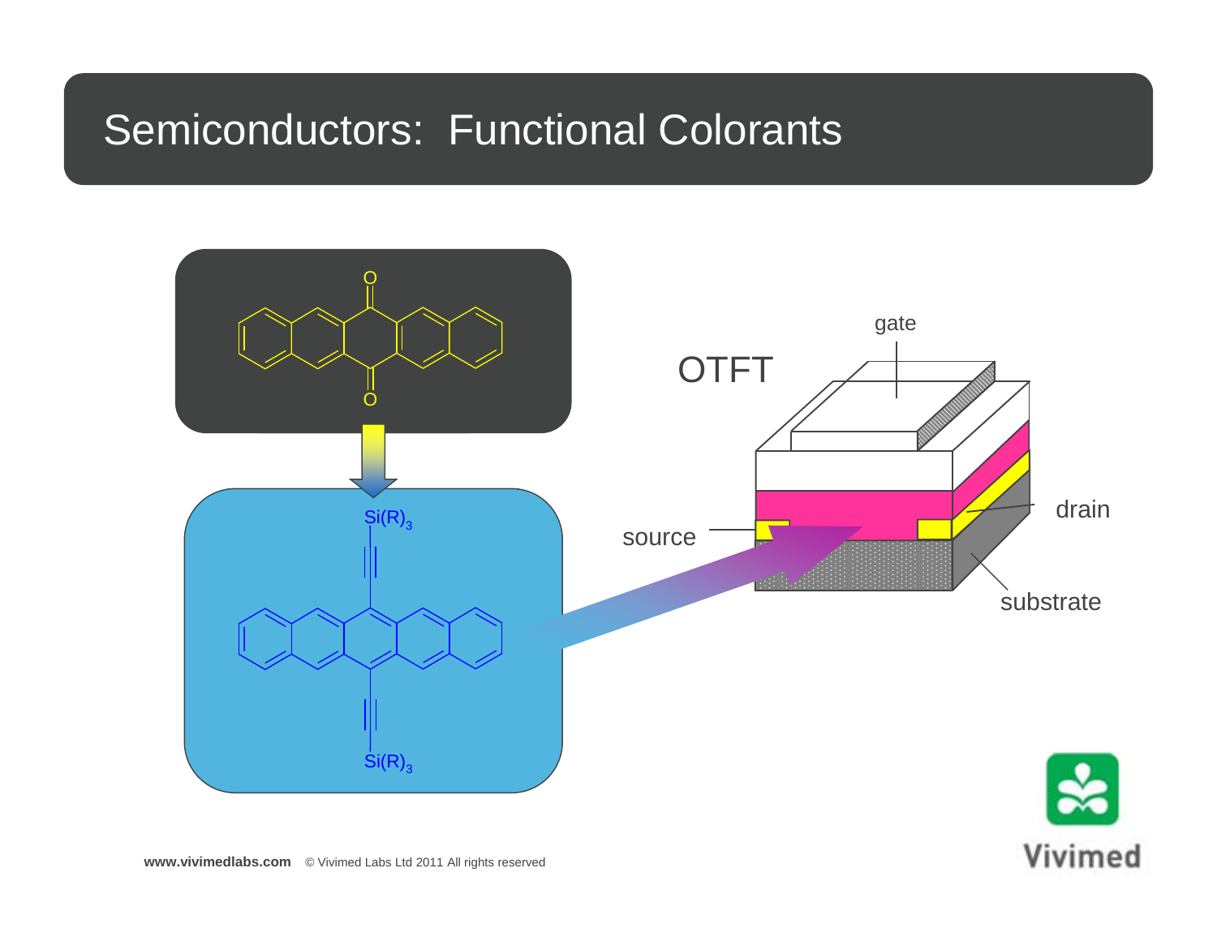# Semiconductors: Functional Colorants

O

O

$Si(R)_3$

$Si(R)_3$

OTFT

gate

source

drain

substrate

**www.vivimedlabs.com** © Vivimed Labs Ltd 2011 All rights reserved

Vivimed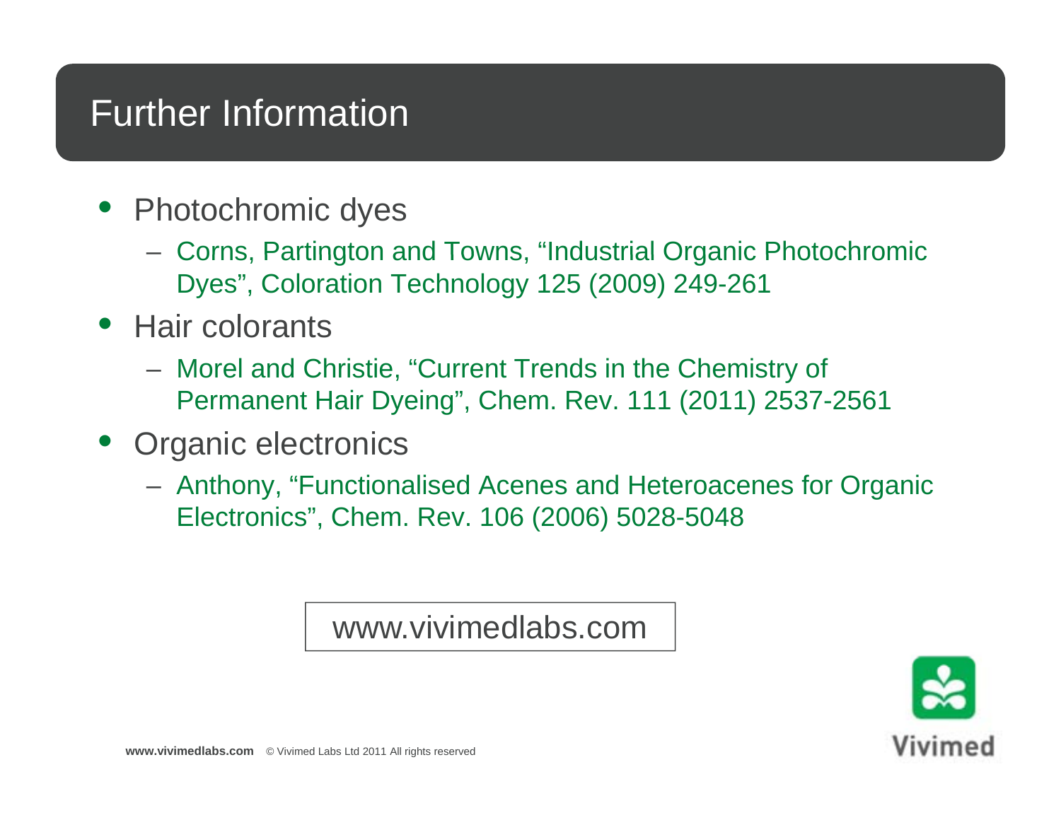# Further Information

- Photochromic dyes
  - Corns, Partington and Towns, “Industrial Organic Photochromic Dyes”, Coloration Technology 125 (2009) 249-261
- Hair colorants
  - Morel and Christie, “Current Trends in the Chemistry of Permanent Hair Dyeing”, Chem. Rev. 111 (2011) 2537-2561
- Organic electronics
  - Anthony, “Functionalised Acenes and Heteroacenes for Organic Electronics”, Chem. Rev. 106 (2006) 5028-5048

www.vivimedlabs.com